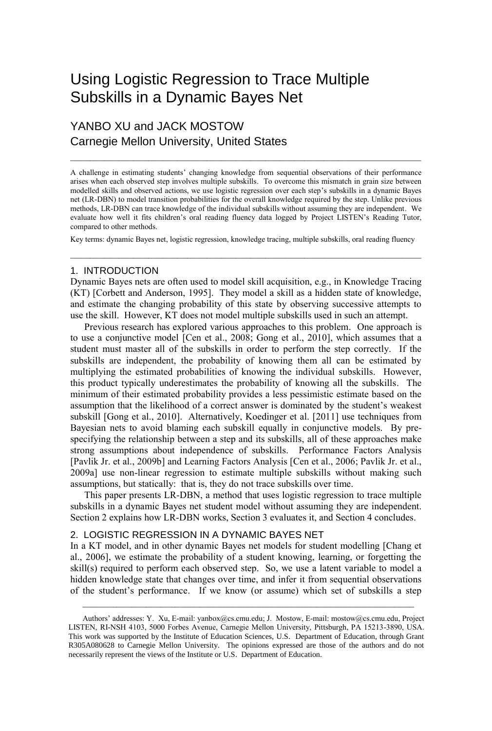# Using Logistic Regression to Trace Multiple Subskills in a Dynamic Bayes Net

YANBO XU and JACK MOSTOW
Carnegie Mellon University, United States

---

A challenge in estimating students' changing knowledge from sequential observations of their performance arises when each observed step involves multiple subskills. To overcome this mismatch in grain size between modelled skills and observed actions, we use logistic regression over each step's subskills in a dynamic Bayes net (LR-DBN) to model transition probabilities for the overall knowledge required by the step. Unlike previous methods, LR-DBN can trace knowledge of the individual subskills without assuming they are independent. We evaluate how well it fits children's oral reading fluency data logged by Project LISTEN's Reading Tutor, compared to other methods.

Key terms: dynamic Bayes net, logistic regression, knowledge tracing, multiple subskills, oral reading fluency

---

## 1. INTRODUCTION

Dynamic Bayes nets are often used to model skill acquisition, e.g., in Knowledge Tracing (KT) [Corbett and Anderson, 1995]. They model a skill as a hidden state of knowledge, and estimate the changing probability of this state by observing successive attempts to use the skill. However, KT does not model multiple subskills used in such an attempt.

Previous research has explored various approaches to this problem. One approach is to use a conjunctive model [Cen et al., 2008; Gong et al., 2010], which assumes that a student must master all of the subskills in order to perform the step correctly. If the subskills are independent, the probability of knowing them all can be estimated by multiplying the estimated probabilities of knowing the individual subskills. However, this product typically underestimates the probability of knowing all the subskills. The minimum of their estimated probability provides a less pessimistic estimate based on the assumption that the likelihood of a correct answer is dominated by the student's weakest subskill [Gong et al., 2010]. Alternatively, Koedinger et al. [2011] use techniques from Bayesian nets to avoid blaming each subskill equally in conjunctive models. By pre-specifying the relationship between a step and its subskills, all of these approaches make strong assumptions about independence of subskills. Performance Factors Analysis [Pavlik Jr. et al., 2009b] and Learning Factors Analysis [Cen et al., 2006; Pavlik Jr. et al., 2009a] use non-linear regression to estimate multiple subskills without making such assumptions, but statically: that is, they do not trace subskills over time.

This paper presents LR-DBN, a method that uses logistic regression to trace multiple subskills in a dynamic Bayes net student model without assuming they are independent. Section 2 explains how LR-DBN works, Section 3 evaluates it, and Section 4 concludes.

## 2. LOGISTIC REGRESSION IN A DYNAMIC BAYES NET

In a KT model, and in other dynamic Bayes net models for student modelling [Chang et al., 2006], we estimate the probability of a student knowing, learning, or forgetting the skill(s) required to perform each observed step. So, we use a latent variable to model a hidden knowledge state that changes over time, and infer it from sequential observations of the student's performance. If we know (or assume) which set of subskills a step

---

Authors' addresses: Y. Xu, E-mail: yanbox@cs.cmu.edu; J. Mostow, E-mail: mostow@cs.cmu.edu, Project LISTEN, RI-NSH 4103, 5000 Forbes Avenue, Carnegie Mellon University, Pittsburgh, PA 15213-3890, USA. This work was supported by the Institute of Education Sciences, U.S. Department of Education, through Grant R305A080628 to Carnegie Mellon University. The opinions expressed are those of the authors and do not necessarily represent the views of the Institute or U.S. Department of Education.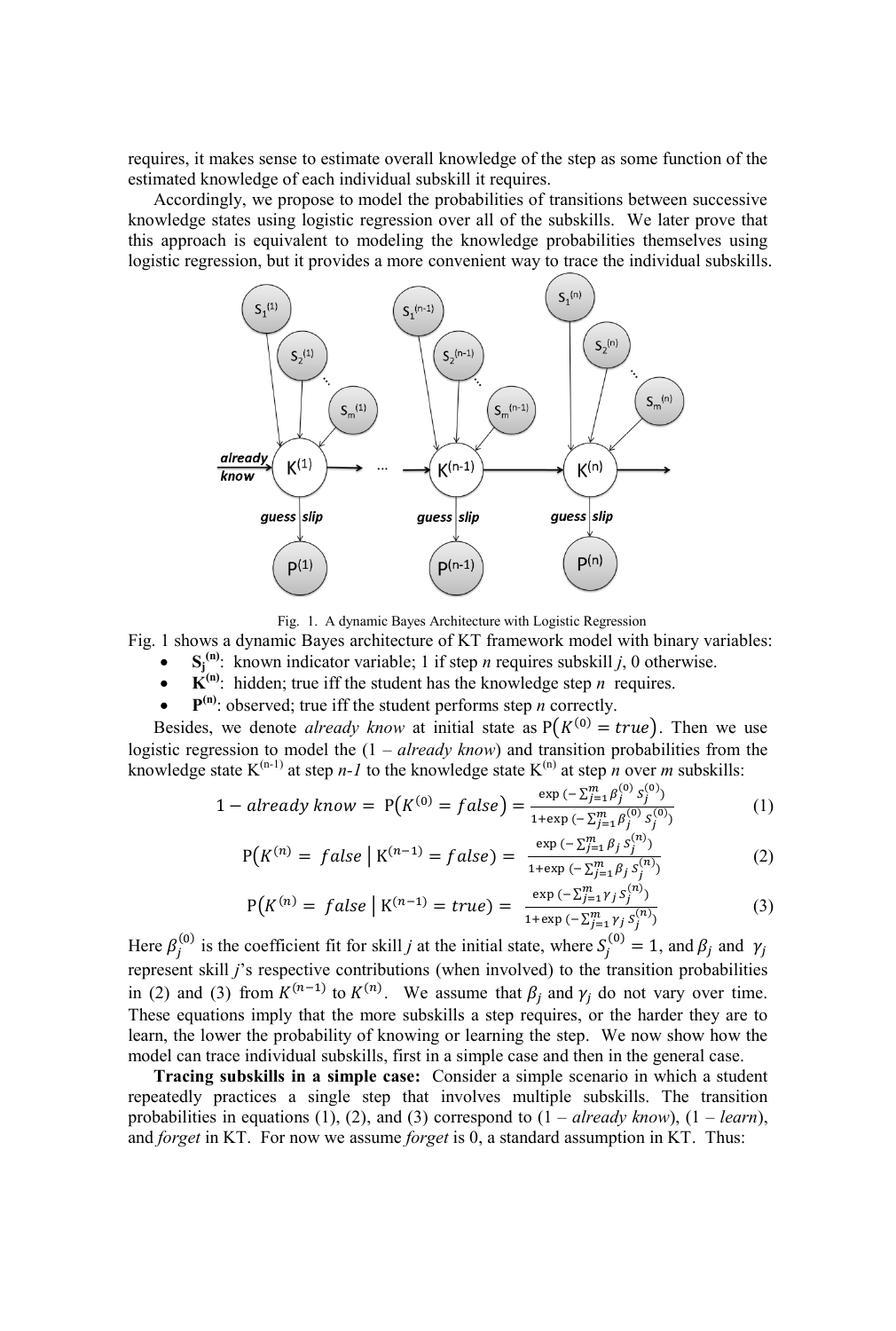requires, it makes sense to estimate overall knowledge of the step as some function of the estimated knowledge of each individual subskill it requires.

Accordingly, we propose to model the probabilities of transitions between successive knowledge states using logistic regression over all of the subskills. We later prove that this approach is equivalent to modeling the knowledge probabilities themselves using logistic regression, but it provides a more convenient way to trace the individual subskills.

Fig. 1. A dynamic Bayes Architecture with Logistic Regression

Fig. 1 shows a dynamic Bayes architecture of KT framework model with binary variables:

- $\mathbf{S_j^{(n)}}$: known indicator variable; 1 if step *n* requires subskill *j*, 0 otherwise.
- $\mathbf{K^{(n)}}$: hidden; true iff the student has the knowledge step *n* requires.
- $\mathbf{P^{(n)}}$: observed; true iff the student performs step *n* correctly.

Besides, we denote *already know* at initial state as $\mathrm{P}(K^{(0)} = true)$. Then we use logistic regression to model the (1 – *already know*) and transition probabilities from the knowledge state $\mathrm{K}^{(n-1)}$ at step *n-1* to the knowledge state $\mathrm{K}^{(n)}$ at step *n* over *m* subskills:

$$1 - already\ know = \mathrm{P}\big(K^{(0)} = false\big) = \frac{\exp\big(-\sum_{j=1}^{m} \beta_j^{(0)} S_j^{(0)}\big)}{1+\exp\big(-\sum_{j=1}^{m} \beta_j^{(0)} S_j^{(0)}\big)} \quad (1)$$

$$\mathrm{P}\big(K^{(n)} = false \mid \mathrm{K}^{(n-1)} = false\big) = \frac{\exp\big(-\sum_{j=1}^{m} \beta_j S_j^{(n)}\big)}{1+\exp\big(-\sum_{j=1}^{m} \beta_j S_j^{(n)}\big)} \quad (2)$$

$$\mathrm{P}\big(K^{(n)} = false \mid \mathrm{K}^{(n-1)} = true\big) = \frac{\exp\big(-\sum_{j=1}^{m} \gamma_j S_j^{(n)}\big)}{1+\exp\big(-\sum_{j=1}^{m} \gamma_j S_j^{(n)}\big)} \quad (3)$$

Here $\beta_j^{(0)}$ is the coefficient fit for skill *j* at the initial state, where $S_j^{(0)} = 1$, and $\beta_j$ and $\gamma_j$ represent skill *j*'s respective contributions (when involved) to the transition probabilities in (2) and (3) from $K^{(n-1)}$ to $K^{(n)}$. We assume that $\beta_j$ and $\gamma_j$ do not vary over time. These equations imply that the more subskills a step requires, or the harder they are to learn, the lower the probability of knowing or learning the step. We now show how the model can trace individual subskills, first in a simple case and then in the general case.

**Tracing subskills in a simple case:** Consider a simple scenario in which a student repeatedly practices a single step that involves multiple subskills. The transition probabilities in equations (1), (2), and (3) correspond to (1 – *already know*), (1 – *learn*), and *forget* in KT. For now we assume *forget* is 0, a standard assumption in KT. Thus: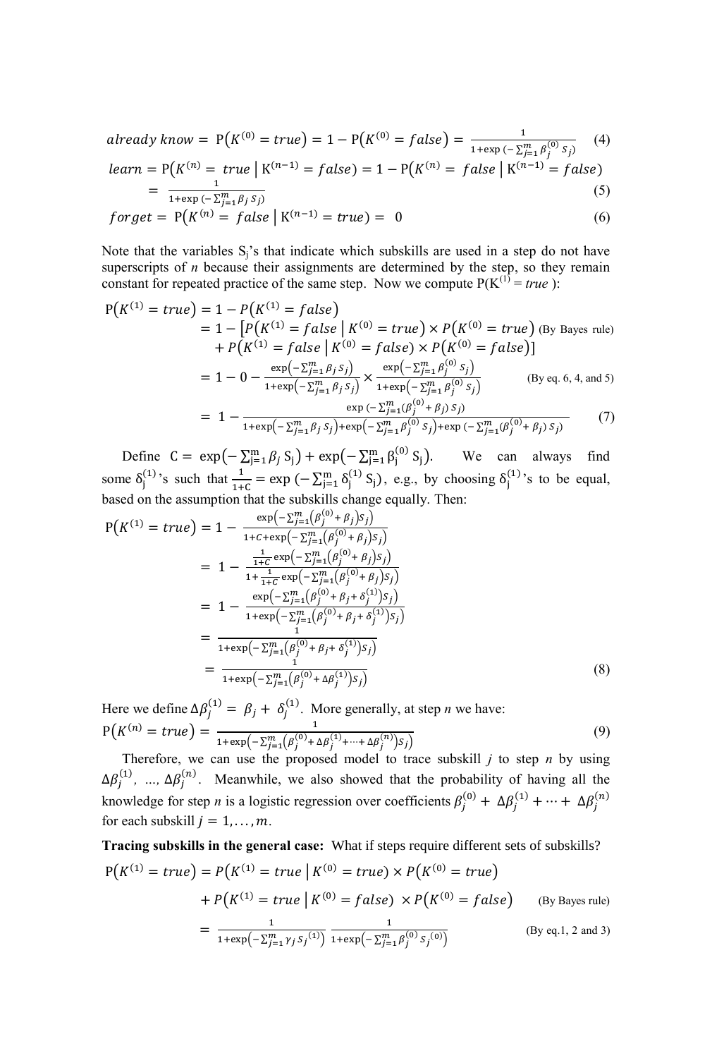$$already\ know = P(K^{(0)} = true) = 1 - P(K^{(0)} = false) = \frac{1}{1+\exp(-\sum_{j=1}^{m} \beta_j^{(0)} S_j)} \quad (4)$$

$$learn = P(K^{(n)} = true \mid K^{(n-1)} = false) = 1 - P(K^{(n)} = false \mid K^{(n-1)} = false)$$
$$= \frac{1}{1+\exp(-\sum_{j=1}^{m} \beta_j S_j)} \quad (5)$$

$$forget = P(K^{(n)} = false \mid K^{(n-1)} = true) = 0 \quad (6)$$

Note that the variables $S_j$'s that indicate which subskills are used in a step do not have superscripts of *n* because their assignments are determined by the step, so they remain constant for repeated practice of the same step. Now we compute $P(K^{(1)} = true)$:

$$
\begin{aligned}
P(K^{(1)} = true) &= 1 - P(K^{(1)} = false) \\
&= 1 - [P(K^{(1)} = false \mid K^{(0)} = true) \times P(K^{(0)} = true) \quad \text{(By Bayes rule)} \\
&\quad + P(K^{(1)} = false \mid K^{(0)} = false) \times P(K^{(0)} = false)] \\
&= 1 - 0 - \frac{\exp(-\sum_{j=1}^{m} \beta_j S_j)}{1+\exp(-\sum_{j=1}^{m} \beta_j S_j)} \times \frac{\exp(-\sum_{j=1}^{m} \beta_j^{(0)} S_j)}{1+\exp(-\sum_{j=1}^{m} \beta_j^{(0)} S_j)} \quad \text{(By eq. 6, 4, and 5)} \\
&= 1 - \frac{\exp(-\sum_{j=1}^{m} (\beta_j^{(0)} + \beta_j) S_j)}{1+\exp(-\sum_{j=1}^{m} \beta_j S_j) + \exp(-\sum_{j=1}^{m} \beta_j^{(0)} S_j) + \exp(-\sum_{j=1}^{m} (\beta_j^{(0)} + \beta_j) S_j)} \quad (7)
\end{aligned}
$$

Define $C = \exp(-\sum_{j=1}^{m} \beta_j S_j) + \exp(-\sum_{j=1}^{m} \beta_j^{(0)} S_j)$. We can always find some $\delta_j^{(1)}$'s such that $\frac{1}{1+C} = \exp(-\sum_{j=1}^{m} \delta_j^{(1)} S_j)$, e.g., by choosing $\delta_j^{(1)}$'s to be equal, based on the assumption that the subskills change equally. Then:

$$
\begin{aligned}
P(K^{(1)} = true) &= 1 - \frac{\exp(-\sum_{j=1}^{m} (\beta_j^{(0)} + \beta_j) S_j)}{1+C+\exp(-\sum_{j=1}^{m} (\beta_j^{(0)} + \beta_j) S_j)} \\
&= 1 - \frac{\frac{1}{1+C}\exp(-\sum_{j=1}^{m} (\beta_j^{(0)} + \beta_j) S_j)}{1+\frac{1}{1+C}\exp(-\sum_{j=1}^{m} (\beta_j^{(0)} + \beta_j) S_j)} \\
&= 1 - \frac{\exp(-\sum_{j=1}^{m} (\beta_j^{(0)} + \beta_j + \delta_j^{(1)}) S_j)}{1+\exp(-\sum_{j=1}^{m} (\beta_j^{(0)} + \beta_j + \delta_j^{(1)}) S_j)} \\
&= \frac{1}{1+\exp(-\sum_{j=1}^{m} (\beta_j^{(0)} + \beta_j + \delta_j^{(1)}) S_j)} \\
&= \frac{1}{1+\exp(-\sum_{j=1}^{m} (\beta_j^{(0)} + \Delta\beta_j^{(1)}) S_j)} \quad (8)
\end{aligned}
$$

Here we define $\Delta\beta_j^{(1)} = \beta_j + \delta_j^{(1)}$. More generally, at step *n* we have:

$$P(K^{(n)} = true) = \frac{1}{1+\exp(-\sum_{j=1}^{m} (\beta_j^{(0)} + \Delta\beta_j^{(1)} + \cdots + \Delta\beta_j^{(n)}) S_j)} \quad (9)$$

Therefore, we can use the proposed model to trace subskill *j* to step *n* by using $\Delta\beta_j^{(1)}, \ldots, \Delta\beta_j^{(n)}$. Meanwhile, we also showed that the probability of having all the knowledge for step *n* is a logistic regression over coefficients $\beta_j^{(0)} + \Delta\beta_j^{(1)} + \cdots + \Delta\beta_j^{(n)}$ for each subskill $j = 1, \ldots, m$.

**Tracing subskills in the general case:** What if steps require different sets of subskills?

$$
\begin{aligned}
P(K^{(1)} = true) &= P(K^{(1)} = true \mid K^{(0)} = true) \times P(K^{(0)} = true) \\
&\quad + P(K^{(1)} = true \mid K^{(0)} = false) \times P(K^{(0)} = false) \quad \text{(By Bayes rule)} \\
&= \frac{1}{1+\exp(-\sum_{j=1}^{m} \gamma_j S_j^{(1)})} \frac{1}{1+\exp(-\sum_{j=1}^{m} \beta_j^{(0)} S_j^{(0)})} \quad \text{(By eq.1, 2 and 3)}
\end{aligned}
$$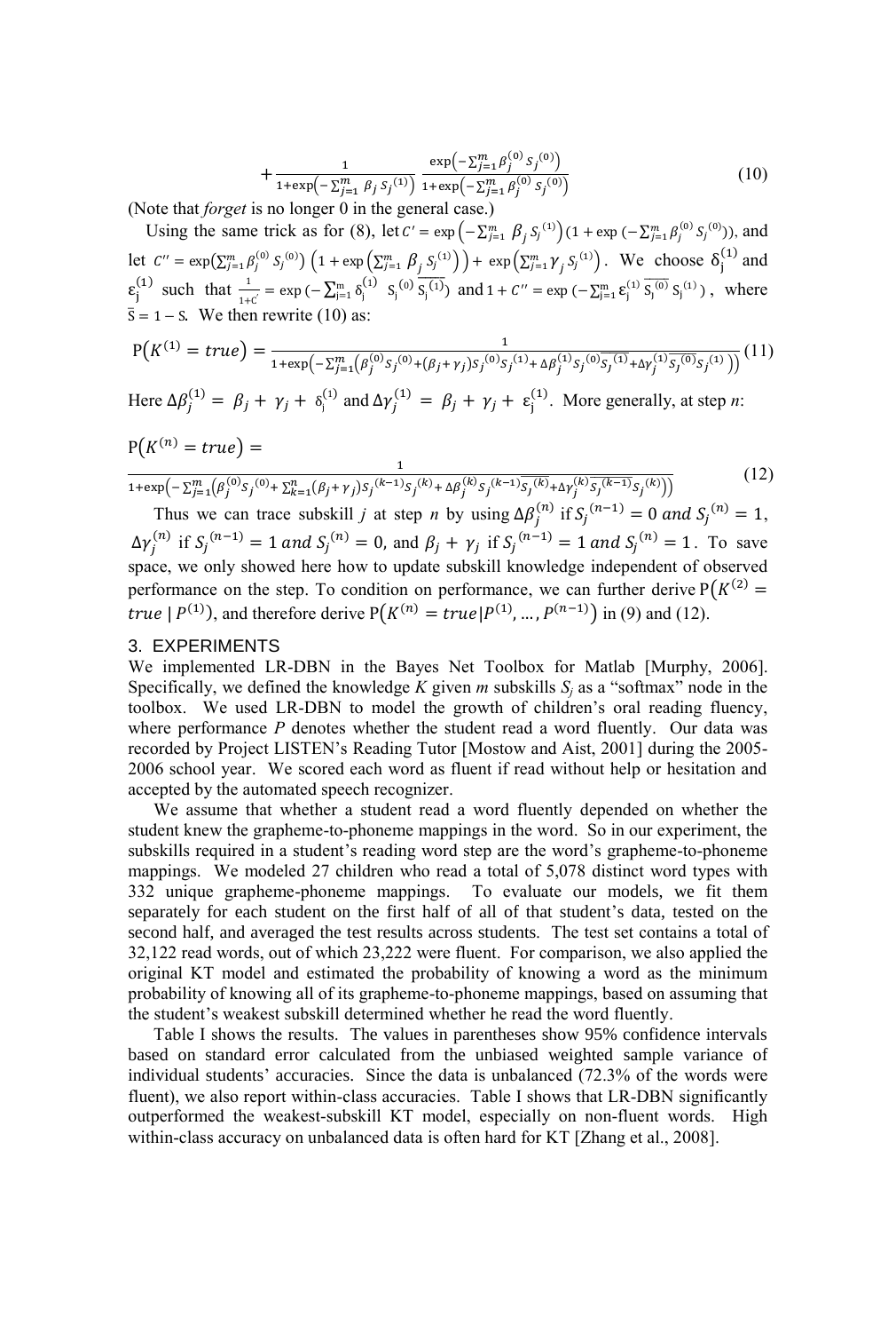$$+\frac{1}{1+\exp\left(-\sum_{j=1}^{m}\beta_j S_j{}^{(1)}\right)}\frac{\exp\left(-\sum_{j=1}^{m}\beta_j^{(0)}S_j{}^{(0)}\right)}{1+\exp\left(-\sum_{j=1}^{m}\beta_j^{(0)}S_j{}^{(0)}\right)} \tag{10}$$

(Note that *forget* is no longer 0 in the general case.)

Using the same trick as for (8), let $C' = \exp\left(-\sum_{j=1}^{m}\beta_j S_j{}^{(1)}\right)(1+\exp(-\sum_{j=1}^{m}\beta_j^{(0)}S_j{}^{(0)}))$, and let $C'' = \exp\left(\sum_{j=1}^{m}\beta_j^{(0)}S_j{}^{(0)}\right)\left(1+\exp\left(\sum_{j=1}^{m}\beta_j S_j{}^{(1)}\right)\right) + \exp\left(\sum_{j=1}^{m}\gamma_j S_j{}^{(1)}\right)$. We choose $\delta_j^{(1)}$ and $\varepsilon_j^{(1)}$ such that $\frac{1}{1+C'} = \exp(-\sum_{j=1}^{m}\delta_j^{(1)} S_j{}^{(0)}\overline{S_j{}^{(1)}})$ and $1+C'' = \exp(-\sum_{j=1}^{m}\varepsilon_j^{(1)}\overline{S_j{}^{(0)}}S_j{}^{(1)})$, where $\overline{S} = 1 - S$. We then rewrite (10) as:

$$\mathrm{P}\left(K^{(1)} = true\right) = \frac{1}{1+\exp\left(-\sum_{j=1}^{m}\left(\beta_j^{(0)}S_j{}^{(0)} + (\beta_j+\gamma_j)S_j{}^{(0)}S_j{}^{(1)} + \Delta\beta_j^{(1)}S_j{}^{(0)}\overline{S_j{}^{(1)}} + \Delta\gamma_j^{(1)}\overline{S_j{}^{(0)}}S_j{}^{(1)}\right)\right)} \tag{11}$$

Here $\Delta\beta_j^{(1)} = \beta_j + \gamma_j + \delta_j^{(1)}$ and $\Delta\gamma_j^{(1)} = \beta_j + \gamma_j + \varepsilon_j^{(1)}$. More generally, at step *n*:

$$\mathrm{P}\left(K^{(n)} = true\right) = \frac{1}{1+\exp\left(-\sum_{j=1}^{m}\left(\beta_j^{(0)}S_j{}^{(0)} + \sum_{k=1}^{n}(\beta_j+\gamma_j)S_j{}^{(k-1)}S_j{}^{(k)} + \Delta\beta_j^{(k)}S_j{}^{(k-1)}\overline{S_j{}^{(k)}} + \Delta\gamma_j^{(k)}\overline{S_j{}^{(k-1)}}S_j{}^{(k)}\right)\right)} \tag{12}$$

Thus we can trace subskill *j* at step *n* by using $\Delta\beta_j^{(n)}$ if $S_j{}^{(n-1)} = 0$ *and* $S_j{}^{(n)} = 1$, $\Delta\gamma_j^{(n)}$ if $S_j{}^{(n-1)} = 1$ *and* $S_j{}^{(n)} = 0$, and $\beta_j + \gamma_j$ if $S_j{}^{(n-1)} = 1$ *and* $S_j{}^{(n)} = 1$. To save space, we only showed here how to update subskill knowledge independent of observed performance on the step. To condition on performance, we can further derive $\mathrm{P}\left(K^{(2)} = true \mid P^{(1)}\right)$, and therefore derive $\mathrm{P}\left(K^{(n)} = true \mid P^{(1)}, \ldots, P^{(n-1)}\right)$ in (9) and (12).

## 3. EXPERIMENTS

We implemented LR-DBN in the Bayes Net Toolbox for Matlab [Murphy, 2006]. Specifically, we defined the knowledge *K* given *m* subskills $S_j$ as a "softmax" node in the toolbox. We used LR-DBN to model the growth of children's oral reading fluency, where performance *P* denotes whether the student read a word fluently. Our data was recorded by Project LISTEN's Reading Tutor [Mostow and Aist, 2001] during the 2005-2006 school year. We scored each word as fluent if read without help or hesitation and accepted by the automated speech recognizer.

We assume that whether a student read a word fluently depended on whether the student knew the grapheme-to-phoneme mappings in the word. So in our experiment, the subskills required in a student's reading word step are the word's grapheme-to-phoneme mappings. We modeled 27 children who read a total of 5,078 distinct word types with 332 unique grapheme-phoneme mappings. To evaluate our models, we fit them separately for each student on the first half of all of that student's data, tested on the second half, and averaged the test results across students. The test set contains a total of 32,122 read words, out of which 23,222 were fluent. For comparison, we also applied the original KT model and estimated the probability of knowing a word as the minimum probability of knowing all of its grapheme-to-phoneme mappings, based on assuming that the student's weakest subskill determined whether he read the word fluently.

Table I shows the results. The values in parentheses show 95% confidence intervals based on standard error calculated from the unbiased weighted sample variance of individual students' accuracies. Since the data is unbalanced (72.3% of the words were fluent), we also report within-class accuracies. Table I shows that LR-DBN significantly outperformed the weakest-subskill KT model, especially on non-fluent words. High within-class accuracy on unbalanced data is often hard for KT [Zhang et al., 2008].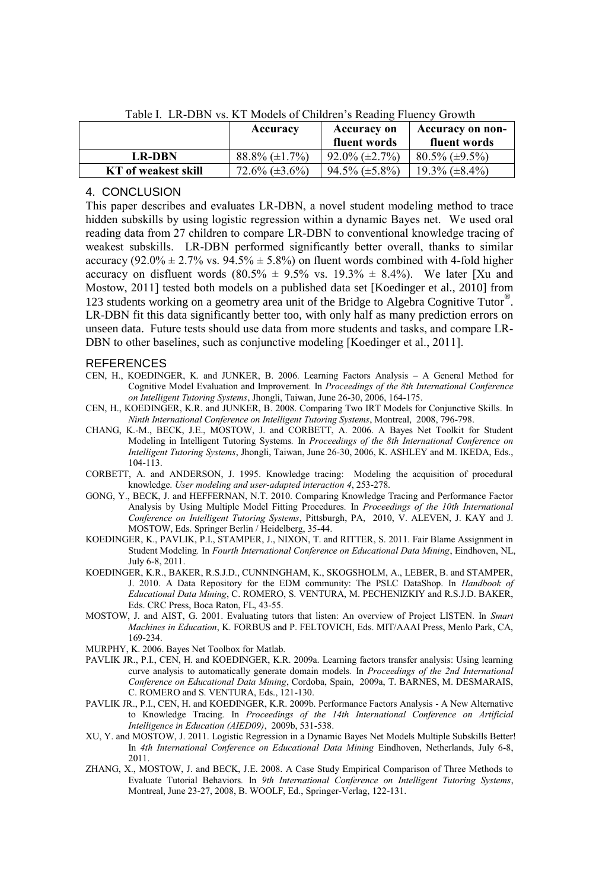Table I. LR-DBN vs. KT Models of Children's Reading Fluency Growth

| | Accuracy | Accuracy on fluent words | Accuracy on non-fluent words |
|---|---|---|---|
| **LR-DBN** | 88.8% (±1.7%) | 92.0% (±2.7%) | 80.5% (±9.5%) |
| **KT of weakest skill** | 72.6% (±3.6%) | 94.5% (±5.8%) | 19.3% (±8.4%) |

## 4. CONCLUSION

This paper describes and evaluates LR-DBN, a novel student modeling method to trace hidden subskills by using logistic regression within a dynamic Bayes net. We used oral reading data from 27 children to compare LR-DBN to conventional knowledge tracing of weakest subskills. LR-DBN performed significantly better overall, thanks to similar accuracy (92.0% ± 2.7% vs. 94.5% ± 5.8%) on fluent words combined with 4-fold higher accuracy on disfluent words (80.5% ± 9.5% vs. 19.3% ± 8.4%). We later [Xu and Mostow, 2011] tested both models on a published data set [Koedinger et al., 2010] from 123 students working on a geometry area unit of the Bridge to Algebra Cognitive Tutor®. LR-DBN fit this data significantly better too, with only half as many prediction errors on unseen data. Future tests should use data from more students and tasks, and compare LR-DBN to other baselines, such as conjunctive modeling [Koedinger et al., 2011].

## REFERENCES

CEN, H., KOEDINGER, K. and JUNKER, B. 2006. Learning Factors Analysis – A General Method for Cognitive Model Evaluation and Improvement. In *Proceedings of the 8th International Conference on Intelligent Tutoring Systems*, Jhongli, Taiwan, June 26-30, 2006, 164-175.

CEN, H., KOEDINGER, K.R. and JUNKER, B. 2008. Comparing Two IRT Models for Conjunctive Skills. In *Ninth International Conference on Intelligent Tutoring Systems*, Montreal, 2008, 796-798.

CHANG, K.-M., BECK, J.E., MOSTOW, J. and CORBETT, A. 2006. A Bayes Net Toolkit for Student Modeling in Intelligent Tutoring Systems. In *Proceedings of the 8th International Conference on Intelligent Tutoring Systems*, Jhongli, Taiwan, June 26-30, 2006, K. ASHLEY and M. IKEDA, Eds., 104-113.

CORBETT, A. and ANDERSON, J. 1995. Knowledge tracing: Modeling the acquisition of procedural knowledge. *User modeling and user-adapted interaction 4*, 253-278.

GONG, Y., BECK, J. and HEFFERNAN, N.T. 2010. Comparing Knowledge Tracing and Performance Factor Analysis by Using Multiple Model Fitting Procedures. In *Proceedings of the 10th International Conference on Intelligent Tutoring Systems*, Pittsburgh, PA, 2010, V. ALEVEN, J. KAY and J. MOSTOW, Eds. Springer Berlin / Heidelberg, 35-44.

KOEDINGER, K., PAVLIK, P.I., STAMPER, J., NIXON, T. and RITTER, S. 2011. Fair Blame Assignment in Student Modeling. In *Fourth International Conference on Educational Data Mining*, Eindhoven, NL, July 6-8, 2011.

KOEDINGER, K.R., BAKER, R.S.J.D., CUNNINGHAM, K., SKOGSHOLM, A., LEBER, B. and STAMPER, J. 2010. A Data Repository for the EDM community: The PSLC DataShop. In *Handbook of Educational Data Mining*, C. ROMERO, S. VENTURA, M. PECHENIZKIY and R.S.J.D. BAKER, Eds. CRC Press, Boca Raton, FL, 43-55.

MOSTOW, J. and AIST, G. 2001. Evaluating tutors that listen: An overview of Project LISTEN. In *Smart Machines in Education*, K. FORBUS and P. FELTOVICH, Eds. MIT/AAAI Press, Menlo Park, CA, 169-234.

MURPHY, K. 2006. Bayes Net Toolbox for Matlab.

PAVLIK JR., P.I., CEN, H. and KOEDINGER, K.R. 2009a. Learning factors transfer analysis: Using learning curve analysis to automatically generate domain models. In *Proceedings of the 2nd International Conference on Educational Data Mining*, Cordoba, Spain, 2009a, T. BARNES, M. DESMARAIS, C. ROMERO and S. VENTURA, Eds., 121-130.

PAVLIK JR., P.I., CEN, H. and KOEDINGER, K.R. 2009b. Performance Factors Analysis - A New Alternative to Knowledge Tracing. In *Proceedings of the 14th International Conference on Artificial Intelligence in Education (AIED09)*, 2009b, 531-538.

XU, Y. and MOSTOW, J. 2011. Logistic Regression in a Dynamic Bayes Net Models Multiple Subskills Better! In *4th International Conference on Educational Data Mining* Eindhoven, Netherlands, July 6-8, 2011.

ZHANG, X., MOSTOW, J. and BECK, J.E. 2008. A Case Study Empirical Comparison of Three Methods to Evaluate Tutorial Behaviors. In *9th International Conference on Intelligent Tutoring Systems*, Montreal, June 23-27, 2008, B. WOOLF, Ed., Springer-Verlag, 122-131.